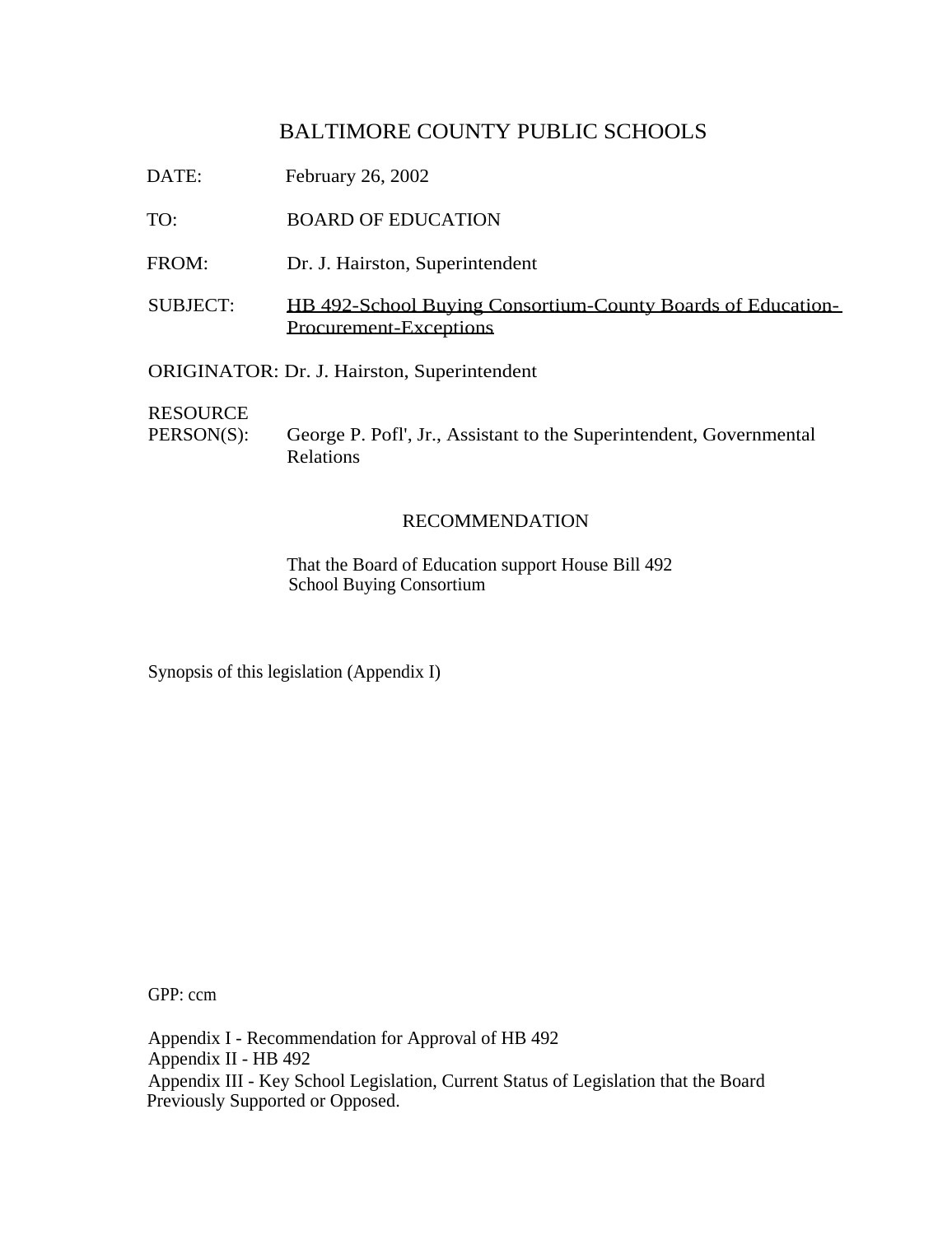# BALTIMORE COUNTY PUBLIC SCHOOLS

DATE: February 26, 2002

TO: BOARD OF EDUCATION

FROM: Dr. J. Hairston, Superintendent

SUBJECT: HB 492-School Buying Consortium-County Boards of Education-Procurement-Exceptions

ORIGINATOR: Dr. J. Hairston, Superintendent

RESOURCE PERSON(S): George P. Pofl', Jr., Assistant to the Superintendent, Governmental Relations

## RECOMMENDATION

That the Board of Education support House Bill 492 School Buying Consortium

Synopsis of this legislation (Appendix I)

GPP: ccm

Appendix I - Recommendation for Approval of HB 492
Appendix II - HB 492
Appendix III - Key School Legislation, Current Status of Legislation that the Board Previously Supported or Opposed.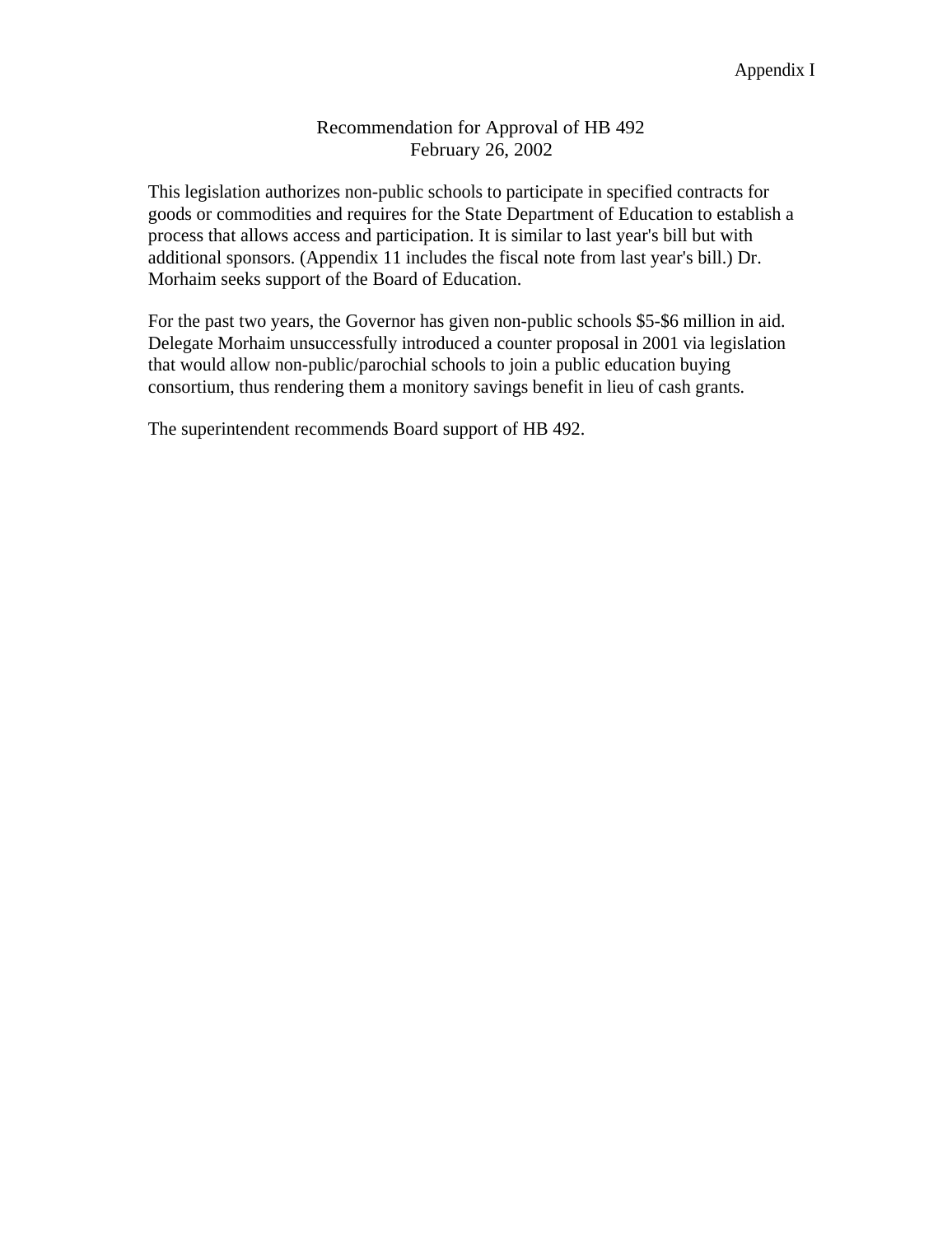Appendix I

# Recommendation for Approval of HB 492
February 26, 2002

This legislation authorizes non-public schools to participate in specified contracts for goods or commodities and requires for the State Department of Education to establish a process that allows access and participation. It is similar to last year's bill but with additional sponsors. (Appendix 11 includes the fiscal note from last year's bill.) Dr. Morhaim seeks support of the Board of Education.

For the past two years, the Governor has given non-public schools $5-$6 million in aid. Delegate Morhaim unsuccessfully introduced a counter proposal in 2001 via legislation that would allow non-public/parochial schools to join a public education buying consortium, thus rendering them a monitory savings benefit in lieu of cash grants.

The superintendent recommends Board support of HB 492.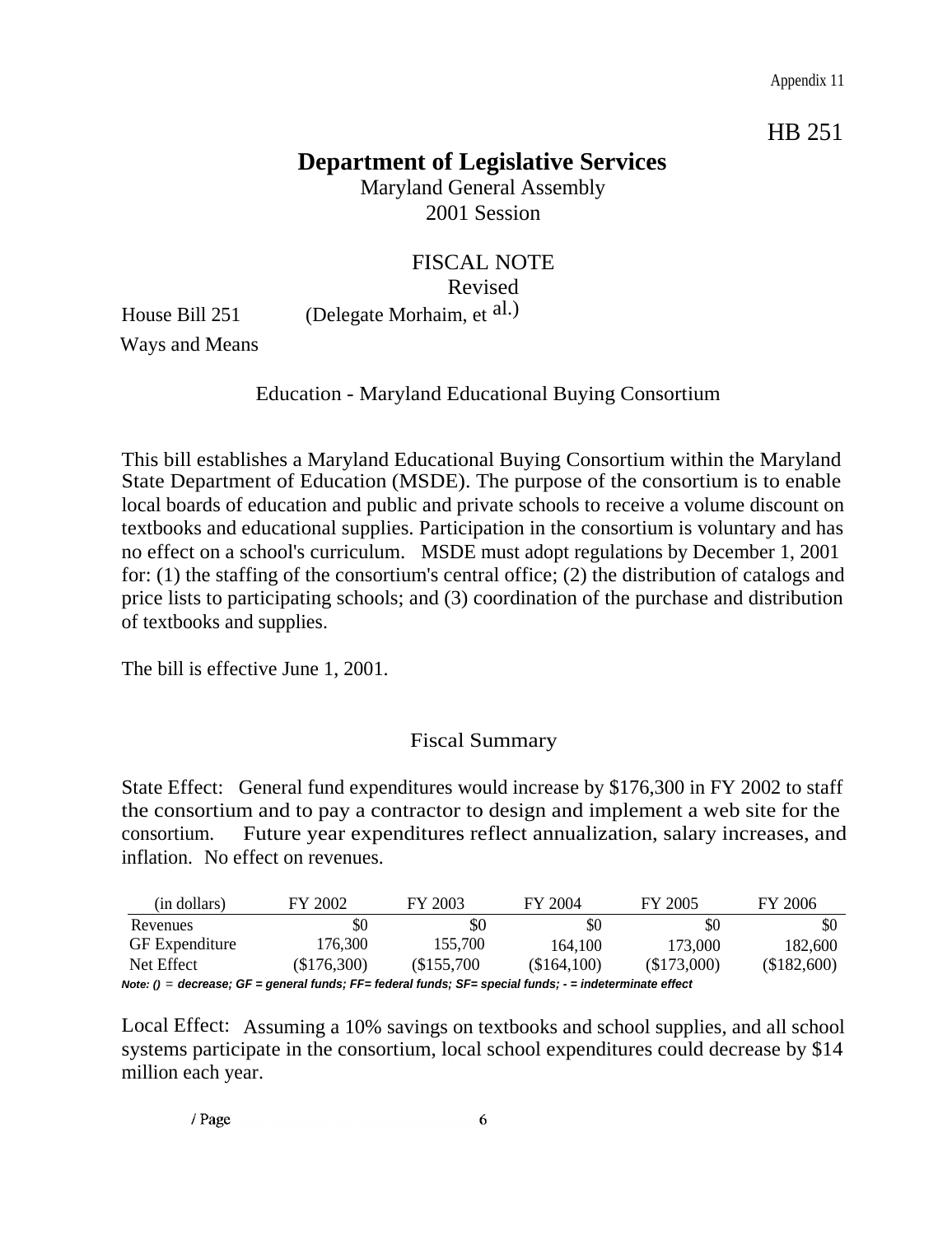Appendix 11

HB 251

# Department of Legislative Services

Maryland General Assembly
2001 Session

## FISCAL NOTE
Revised

House Bill 251 (Delegate Morhaim, et al.)
Ways and Means

### Education - Maryland Educational Buying Consortium

This bill establishes a Maryland Educational Buying Consortium within the Maryland State Department of Education (MSDE). The purpose of the consortium is to enable local boards of education and public and private schools to receive a volume discount on textbooks and educational supplies. Participation in the consortium is voluntary and has no effect on a school's curriculum. MSDE must adopt regulations by December 1, 2001 for: (1) the staffing of the consortium's central office; (2) the distribution of catalogs and price lists to participating schools; and (3) coordination of the purchase and distribution of textbooks and supplies.

The bill is effective June 1, 2001.

### Fiscal Summary

State Effect: General fund expenditures would increase by $176,300 in FY 2002 to staff the consortium and to pay a contractor to design and implement a web site for the consortium. Future year expenditures reflect annualization, salary increases, and inflation. No effect on revenues.

| (in dollars) | FY 2002 | FY 2003 | FY 2004 | FY 2005 | FY 2006 |
|---|---|---|---|---|---|
| Revenues | $0 | $0 | $0 | $0 | $0 |
| GF Expenditure | 176,300 | 155,700 | 164,100 | 173,000 | 182,600 |
| Net Effect | ($176,300) | ($155,700 | ($164,100) | ($173,000) | ($182,600) |

*Note: () = decrease; GF = general funds; FF= federal funds; SF= special funds; - = indeterminate effect*

Local Effect: Assuming a 10% savings on textbooks and school supplies, and all school systems participate in the consortium, local school expenditures could decrease by $14 million each year.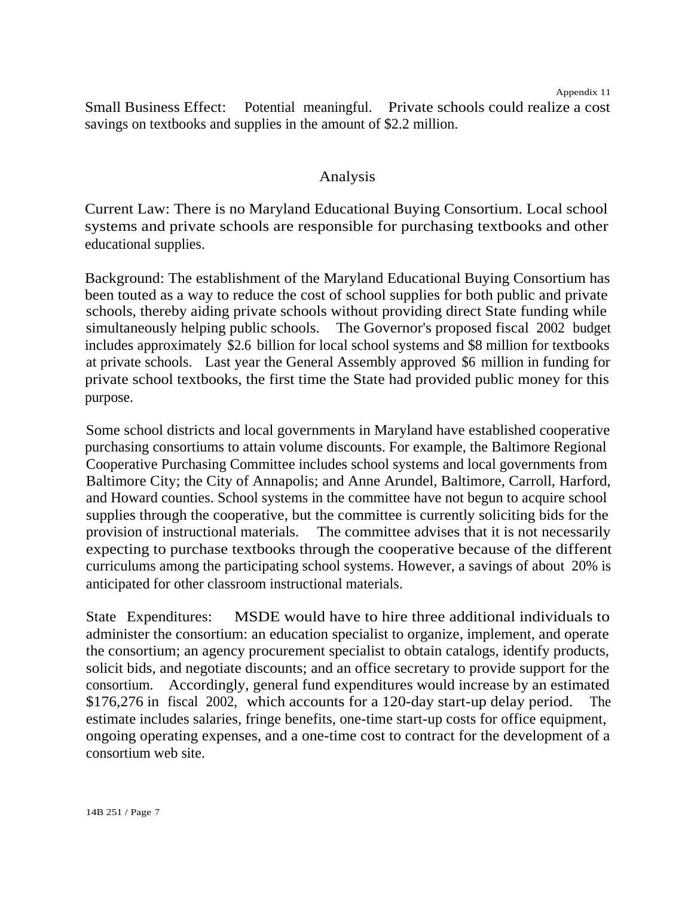Small Business Effect: Potential meaningful. Private schools could realize a cost savings on textbooks and supplies in the amount of $2.2 million.

## Analysis

Current Law: There is no Maryland Educational Buying Consortium. Local school systems and private schools are responsible for purchasing textbooks and other educational supplies.

Background: The establishment of the Maryland Educational Buying Consortium has been touted as a way to reduce the cost of school supplies for both public and private schools, thereby aiding private schools without providing direct State funding while simultaneously helping public schools. The Governor's proposed fiscal 2002 budget includes approximately $2.6 billion for local school systems and $8 million for textbooks at private schools. Last year the General Assembly approved $6 million in funding for private school textbooks, the first time the State had provided public money for this purpose.

Some school districts and local governments in Maryland have established cooperative purchasing consortiums to attain volume discounts. For example, the Baltimore Regional Cooperative Purchasing Committee includes school systems and local governments from Baltimore City; the City of Annapolis; and Anne Arundel, Baltimore, Carroll, Harford, and Howard counties. School systems in the committee have not begun to acquire school supplies through the cooperative, but the committee is currently soliciting bids for the provision of instructional materials. The committee advises that it is not necessarily expecting to purchase textbooks through the cooperative because of the different curriculums among the participating school systems. However, a savings of about 20% is anticipated for other classroom instructional materials.

State Expenditures: MSDE would have to hire three additional individuals to administer the consortium: an education specialist to organize, implement, and operate the consortium; an agency procurement specialist to obtain catalogs, identify products, solicit bids, and negotiate discounts; and an office secretary to provide support for the consortium. Accordingly, general fund expenditures would increase by an estimated $176,276 in fiscal 2002, which accounts for a 120-day start-up delay period. The estimate includes salaries, fringe benefits, one-time start-up costs for office equipment, ongoing operating expenses, and a one-time cost to contract for the development of a consortium web site.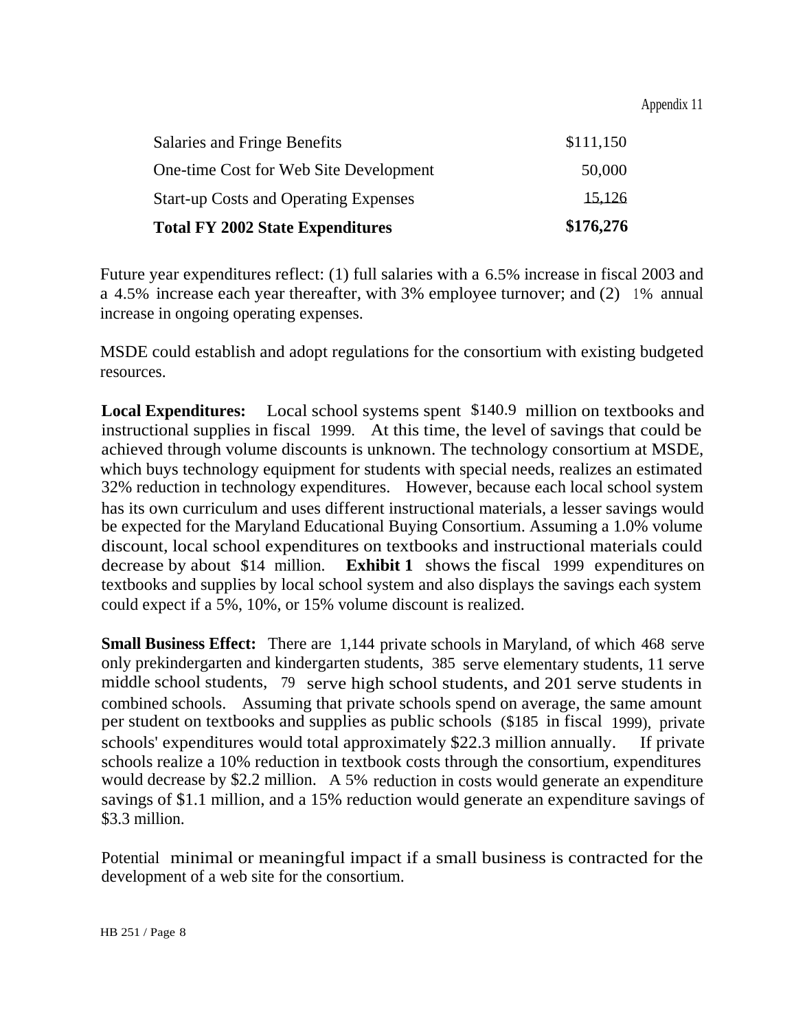| | |
|---|---|
| Salaries and Fringe Benefits | $111,150 |
| One-time Cost for Web Site Development | 50,000 |
| Start-up Costs and Operating Expenses | 15,126 |
| **Total FY 2002 State Expenditures** | **$176,276** |

Future year expenditures reflect: (1) full salaries with a 6.5% increase in fiscal 2003 and a 4.5% increase each year thereafter, with 3% employee turnover; and (2) 1% annual increase in ongoing operating expenses.

MSDE could establish and adopt regulations for the consortium with existing budgeted resources.

**Local Expenditures:** Local school systems spent $140.9 million on textbooks and instructional supplies in fiscal 1999. At this time, the level of savings that could be achieved through volume discounts is unknown. The technology consortium at MSDE, which buys technology equipment for students with special needs, realizes an estimated 32% reduction in technology expenditures. However, because each local school system has its own curriculum and uses different instructional materials, a lesser savings would be expected for the Maryland Educational Buying Consortium. Assuming a 1.0% volume discount, local school expenditures on textbooks and instructional materials could decrease by about $14 million. **Exhibit 1** shows the fiscal 1999 expenditures on textbooks and supplies by local school system and also displays the savings each system could expect if a 5%, 10%, or 15% volume discount is realized.

**Small Business Effect:** There are 1,144 private schools in Maryland, of which 468 serve only prekindergarten and kindergarten students, 385 serve elementary students, 11 serve middle school students, 79 serve high school students, and 201 serve students in combined schools. Assuming that private schools spend on average, the same amount per student on textbooks and supplies as public schools ($185 in fiscal 1999), private schools' expenditures would total approximately $22.3 million annually. If private schools realize a 10% reduction in textbook costs through the consortium, expenditures would decrease by $2.2 million. A 5% reduction in costs would generate an expenditure savings of $1.1 million, and a 15% reduction would generate an expenditure savings of $3.3 million.

Potential minimal or meaningful impact if a small business is contracted for the development of a web site for the consortium.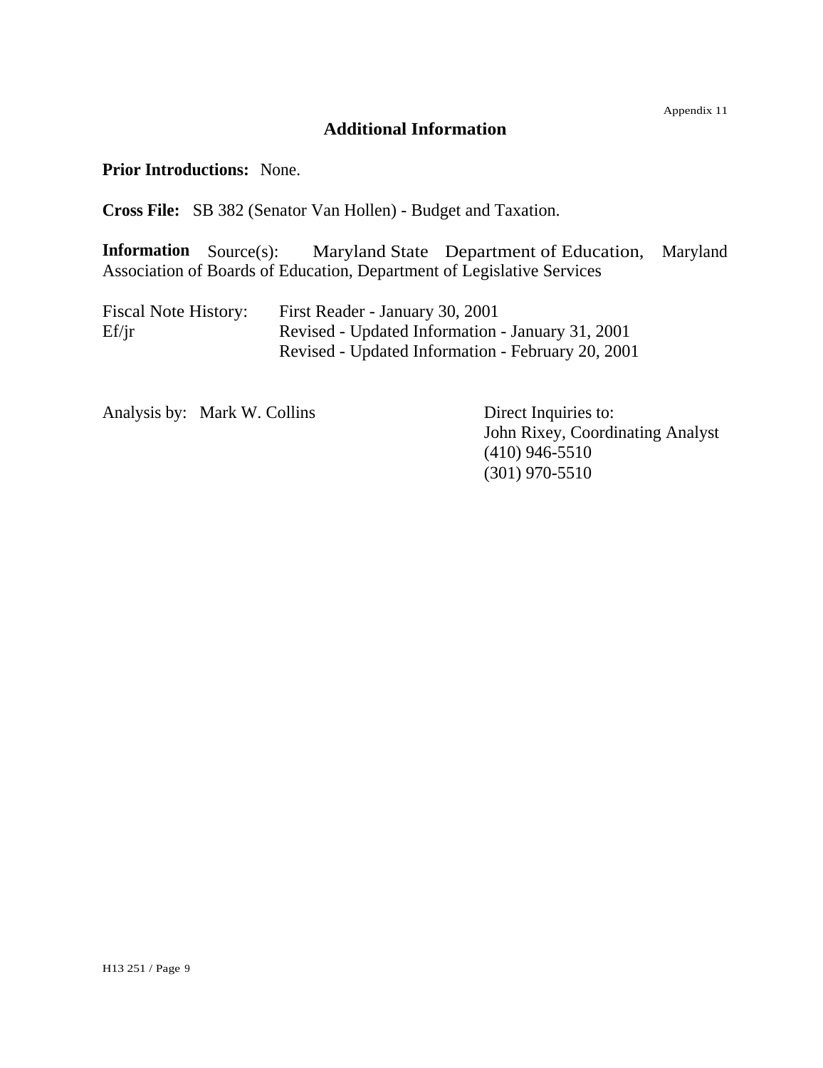Appendix 11

## Additional Information

**Prior Introductions:** None.

**Cross File:** SB 382 (Senator Van Hollen) - Budget and Taxation.

**Information Source(s):** Maryland State Department of Education, Maryland Association of Boards of Education, Department of Legislative Services

| Fiscal Note History: | First Reader - January 30, 2001 |
|---|---|
| Ef/jr | Revised - Updated Information - January 31, 2001 |
| | Revised - Updated Information - February 20, 2001 |

Analysis by: Mark W. Collins

Direct Inquiries to:
John Rixey, Coordinating Analyst
(410) 946-5510
(301) 970-5510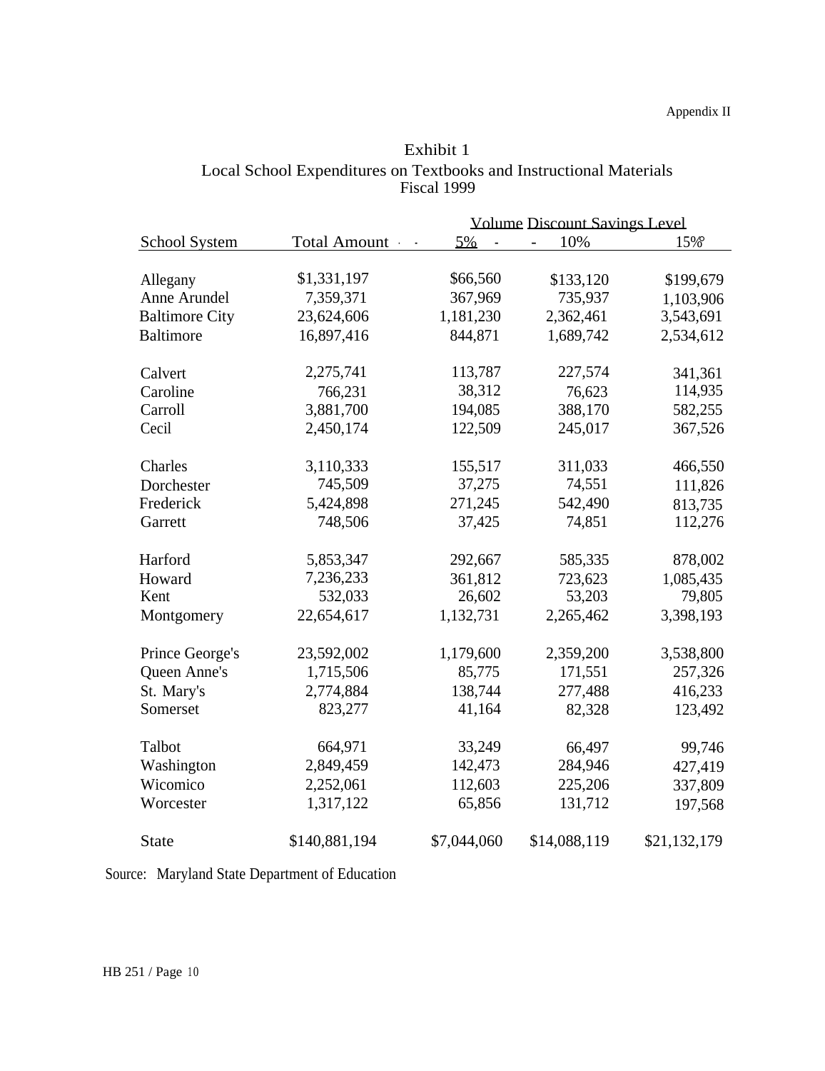Appendix II

# Exhibit 1
## Local School Expenditures on Textbooks and Instructional Materials
### Fiscal 1999

| School System | Total Amount | Volume Discount Savings Level | | |
|---|---|---|---|---|
| | | 5% | 10% | 15% |
| Allegany | $1,331,197 | $66,560 | $133,120 | $199,679 |
| Anne Arundel | 7,359,371 | 367,969 | 735,937 | 1,103,906 |
| Baltimore City | 23,624,606 | 1,181,230 | 2,362,461 | 3,543,691 |
| Baltimore | 16,897,416 | 844,871 | 1,689,742 | 2,534,612 |
| Calvert | 2,275,741 | 113,787 | 227,574 | 341,361 |
| Caroline | 766,231 | 38,312 | 76,623 | 114,935 |
| Carroll | 3,881,700 | 194,085 | 388,170 | 582,255 |
| Cecil | 2,450,174 | 122,509 | 245,017 | 367,526 |
| Charles | 3,110,333 | 155,517 | 311,033 | 466,550 |
| Dorchester | 745,509 | 37,275 | 74,551 | 111,826 |
| Frederick | 5,424,898 | 271,245 | 542,490 | 813,735 |
| Garrett | 748,506 | 37,425 | 74,851 | 112,276 |
| Harford | 5,853,347 | 292,667 | 585,335 | 878,002 |
| Howard | 7,236,233 | 361,812 | 723,623 | 1,085,435 |
| Kent | 532,033 | 26,602 | 53,203 | 79,805 |
| Montgomery | 22,654,617 | 1,132,731 | 2,265,462 | 3,398,193 |
| Prince George's | 23,592,002 | 1,179,600 | 2,359,200 | 3,538,800 |
| Queen Anne's | 1,715,506 | 85,775 | 171,551 | 257,326 |
| St. Mary's | 2,774,884 | 138,744 | 277,488 | 416,233 |
| Somerset | 823,277 | 41,164 | 82,328 | 123,492 |
| Talbot | 664,971 | 33,249 | 66,497 | 99,746 |
| Washington | 2,849,459 | 142,473 | 284,946 | 427,419 |
| Wicomico | 2,252,061 | 112,603 | 225,206 | 337,809 |
| Worcester | 1,317,122 | 65,856 | 131,712 | 197,568 |
| State | $140,881,194 | $7,044,060 | $14,088,119 | $21,132,179 |

Source: Maryland State Department of Education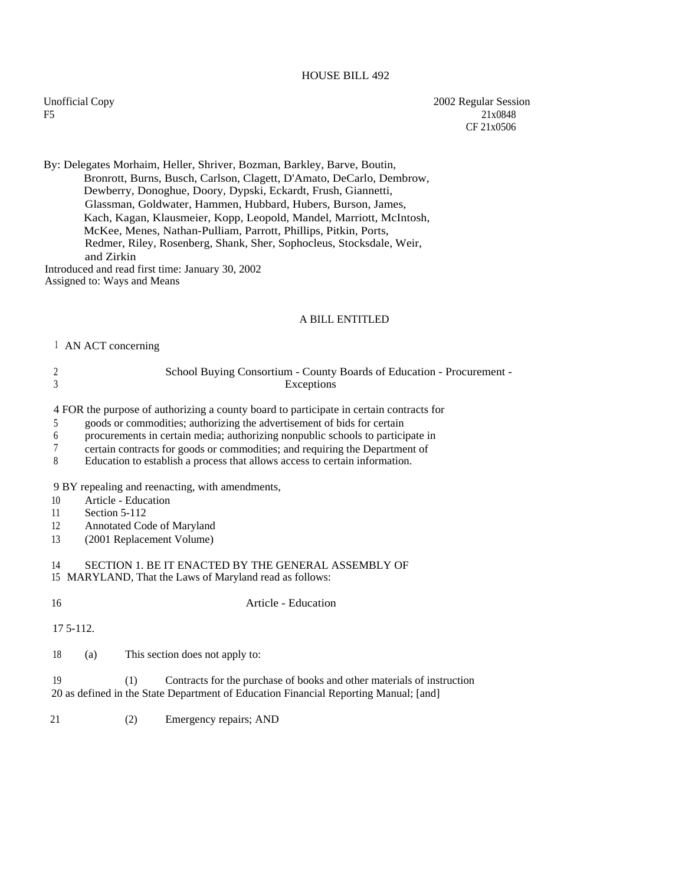# HOUSE BILL 492

Unofficial Copy
F5

2002 Regular Session
21x0848
CF 21x0506

By: Delegates Morhaim, Heller, Shriver, Bozman, Barkley, Barve, Boutin, Bronrott, Burns, Busch, Carlson, Clagett, D'Amato, DeCarlo, Dembrow, Dewberry, Donoghue, Doory, Dypski, Eckardt, Frush, Giannetti, Glassman, Goldwater, Hammen, Hubbard, Hubers, Burson, James, Kach, Kagan, Klausmeier, Kopp, Leopold, Mandel, Marriott, McIntosh, McKee, Menes, Nathan-Pulliam, Parrott, Phillips, Pitkin, Ports, Redmer, Riley, Rosenberg, Shank, Sher, Sophocleus, Stocksdale, Weir, and Zirkin

Introduced and read first time: January 30, 2002
Assigned to: Ways and Means

## A BILL ENTITLED

1 AN ACT concerning

2 School Buying Consortium - County Boards of Education - Procurement -
3 Exceptions

4 FOR the purpose of authorizing a county board to participate in certain contracts for
5 goods or commodities; authorizing the advertisement of bids for certain
6 procurements in certain media; authorizing nonpublic schools to participate in
7 certain contracts for goods or commodities; and requiring the Department of
8 Education to establish a process that allows access to certain information.

9 BY repealing and reenacting, with amendments,
10 Article - Education
11 Section 5-112
12 Annotated Code of Maryland
13 (2001 Replacement Volume)

14 SECTION 1. BE IT ENACTED BY THE GENERAL ASSEMBLY OF
15 MARYLAND, That the Laws of Maryland read as follows:

16 Article - Education

17 5-112.

18 (a) This section does not apply to:

19 (1) Contracts for the purchase of books and other materials of instruction
20 as defined in the State Department of Education Financial Reporting Manual; [and]

21 (2) Emergency repairs; AND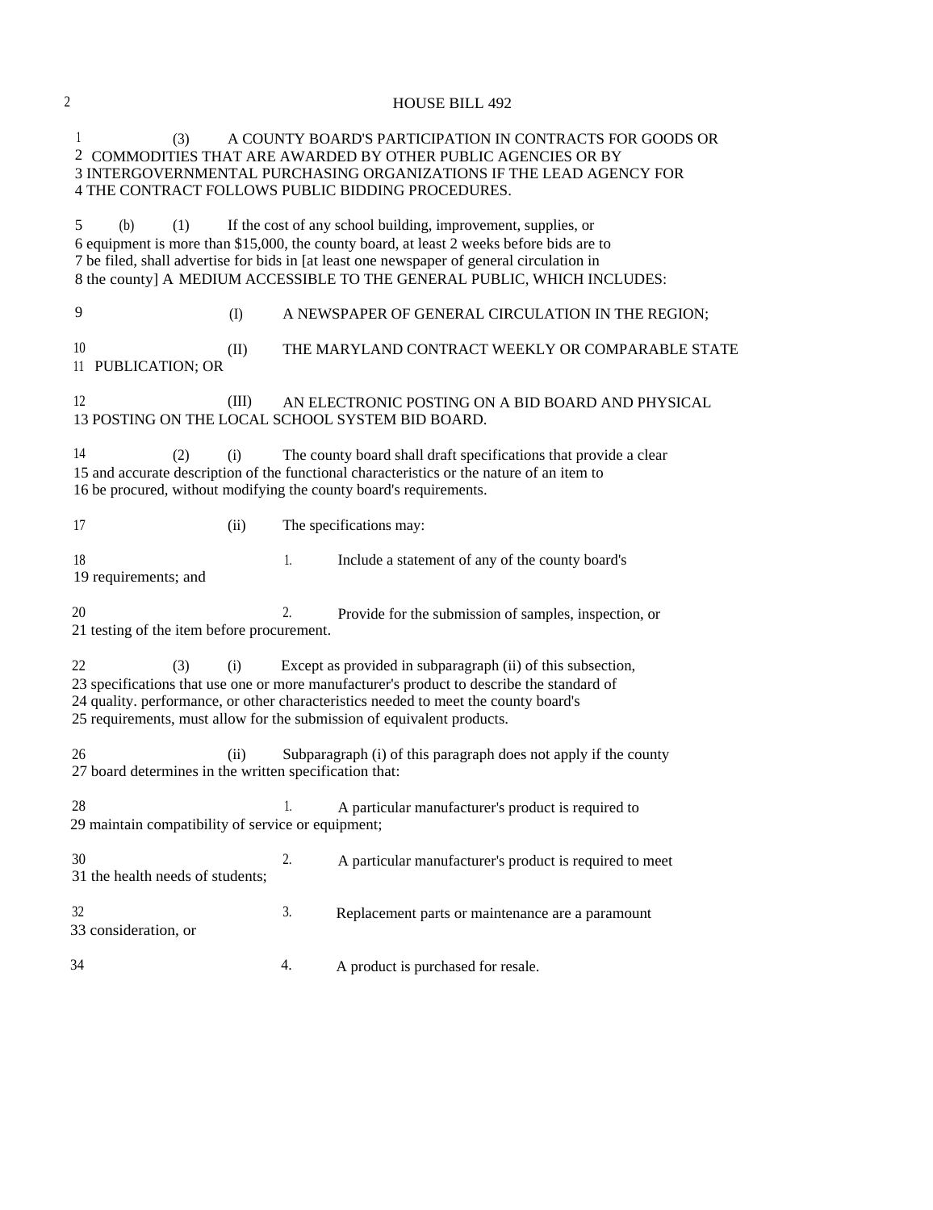1 (3) A COUNTY BOARD'S PARTICIPATION IN CONTRACTS FOR GOODS OR
2 COMMODITIES THAT ARE AWARDED BY OTHER PUBLIC AGENCIES OR BY
3 INTERGOVERNMENTAL PURCHASING ORGANIZATIONS IF THE LEAD AGENCY FOR
4 THE CONTRACT FOLLOWS PUBLIC BIDDING PROCEDURES.

5 (b) (1) If the cost of any school building, improvement, supplies, or
6 equipment is more than $15,000, the county board, at least 2 weeks before bids are to
7 be filed, shall advertise for bids in [at least one newspaper of general circulation in
8 the county] A MEDIUM ACCESSIBLE TO THE GENERAL PUBLIC, WHICH INCLUDES:

9 (I) A NEWSPAPER OF GENERAL CIRCULATION IN THE REGION;

10 (II) THE MARYLAND CONTRACT WEEKLY OR COMPARABLE STATE
11 PUBLICATION; OR

12 (III) AN ELECTRONIC POSTING ON A BID BOARD AND PHYSICAL
13 POSTING ON THE LOCAL SCHOOL SYSTEM BID BOARD.

14 (2) (i) The county board shall draft specifications that provide a clear
15 and accurate description of the functional characteristics or the nature of an item to
16 be procured, without modifying the county board's requirements.

17 (ii) The specifications may:

18 1. Include a statement of any of the county board's
19 requirements; and

20 2. Provide for the submission of samples, inspection, or
21 testing of the item before procurement.

22 (3) (i) Except as provided in subparagraph (ii) of this subsection,
23 specifications that use one or more manufacturer's product to describe the standard of
24 quality. performance, or other characteristics needed to meet the county board's
25 requirements, must allow for the submission of equivalent products.

26 (ii) Subparagraph (i) of this paragraph does not apply if the county
27 board determines in the written specification that:

28 1. A particular manufacturer's product is required to
29 maintain compatibility of service or equipment;

30 2. A particular manufacturer's product is required to meet
31 the health needs of students;

32 3. Replacement parts or maintenance are a paramount
33 consideration, or

34 4. A product is purchased for resale.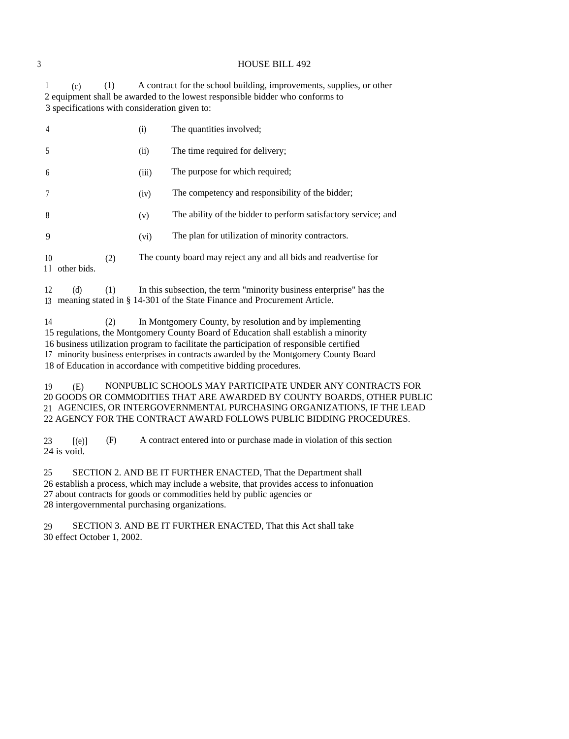(c) (1) A contract for the school building, improvements, supplies, or other equipment shall be awarded to the lowest responsible bidder who conforms to specifications with consideration given to:

(i) The quantities involved;

(ii) The time required for delivery;

(iii) The purpose for which required;

(iv) The competency and responsibility of the bidder;

(v) The ability of the bidder to perform satisfactory service; and

(vi) The plan for utilization of minority contractors.

(2) The county board may reject any and all bids and readvertise for other bids.

(d) (1) In this subsection, the term "minority business enterprise" has the meaning stated in § 14-301 of the State Finance and Procurement Article.

(2) In Montgomery County, by resolution and by implementing regulations, the Montgomery County Board of Education shall establish a minority business utilization program to facilitate the participation of responsible certified minority business enterprises in contracts awarded by the Montgomery County Board of Education in accordance with competitive bidding procedures.

(E) NONPUBLIC SCHOOLS MAY PARTICIPATE UNDER ANY CONTRACTS FOR GOODS OR COMMODITIES THAT ARE AWARDED BY COUNTY BOARDS, OTHER PUBLIC AGENCIES, OR INTERGOVERNMENTAL PURCHASING ORGANIZATIONS, IF THE LEAD AGENCY FOR THE CONTRACT AWARD FOLLOWS PUBLIC BIDDING PROCEDURES.

[(e)] (F) A contract entered into or purchase made in violation of this section is void.

SECTION 2. AND BE IT FURTHER ENACTED, That the Department shall establish a process, which may include a website, that provides access to infonuation about contracts for goods or commodities held by public agencies or intergovernmental purchasing organizations.

SECTION 3. AND BE IT FURTHER ENACTED, That this Act shall take effect October 1, 2002.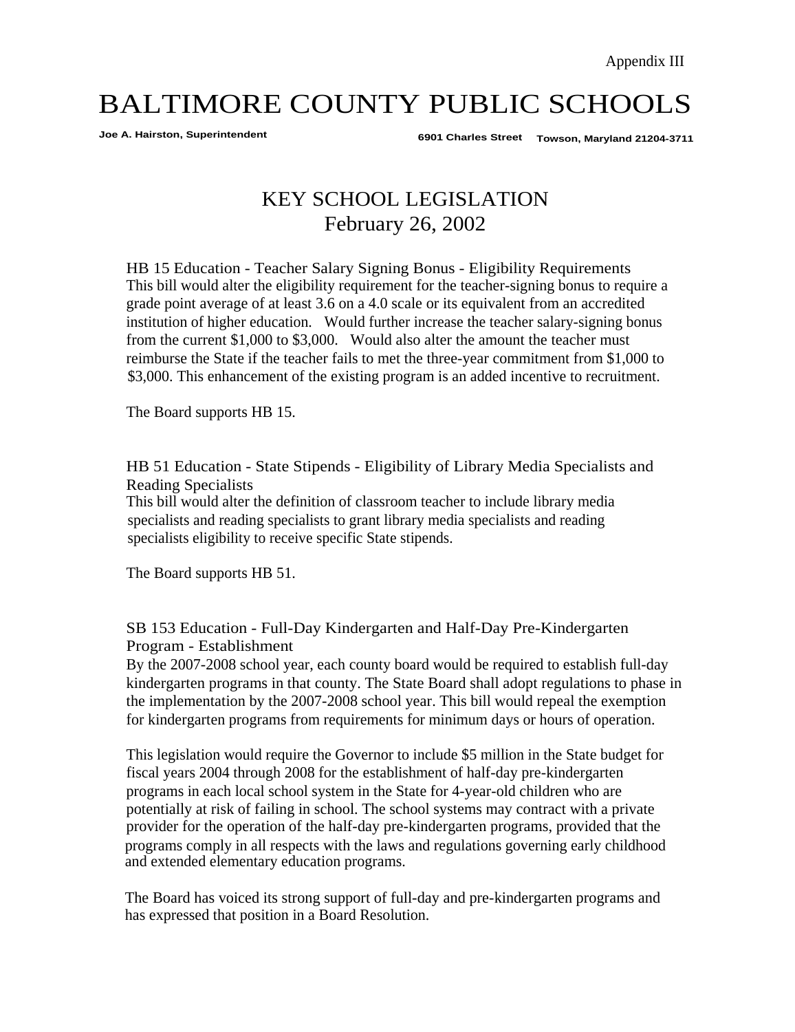Appendix III

# BALTIMORE COUNTY PUBLIC SCHOOLS

**Joe A. Hairston, Superintendent** **6901 Charles Street Towson, Maryland 21204-3711**

## KEY SCHOOL LEGISLATION
## February 26, 2002

### HB 15 Education - Teacher Salary Signing Bonus - Eligibility Requirements

This bill would alter the eligibility requirement for the teacher-signing bonus to require a grade point average of at least 3.6 on a 4.0 scale or its equivalent from an accredited institution of higher education. Would further increase the teacher salary-signing bonus from the current $1,000 to $3,000. Would also alter the amount the teacher must reimburse the State if the teacher fails to met the three-year commitment from $1,000 to $3,000. This enhancement of the existing program is an added incentive to recruitment.

The Board supports HB 15.

### HB 51 Education - State Stipends - Eligibility of Library Media Specialists and Reading Specialists

This bill would alter the definition of classroom teacher to include library media specialists and reading specialists to grant library media specialists and reading specialists eligibility to receive specific State stipends.

The Board supports HB 51.

### SB 153 Education - Full-Day Kindergarten and Half-Day Pre-Kindergarten Program - Establishment

By the 2007-2008 school year, each county board would be required to establish full-day kindergarten programs in that county. The State Board shall adopt regulations to phase in the implementation by the 2007-2008 school year. This bill would repeal the exemption for kindergarten programs from requirements for minimum days or hours of operation.

This legislation would require the Governor to include $5 million in the State budget for fiscal years 2004 through 2008 for the establishment of half-day pre-kindergarten programs in each local school system in the State for 4-year-old children who are potentially at risk of failing in school. The school systems may contract with a private provider for the operation of the half-day pre-kindergarten programs, provided that the programs comply in all respects with the laws and regulations governing early childhood and extended elementary education programs.

The Board has voiced its strong support of full-day and pre-kindergarten programs and has expressed that position in a Board Resolution.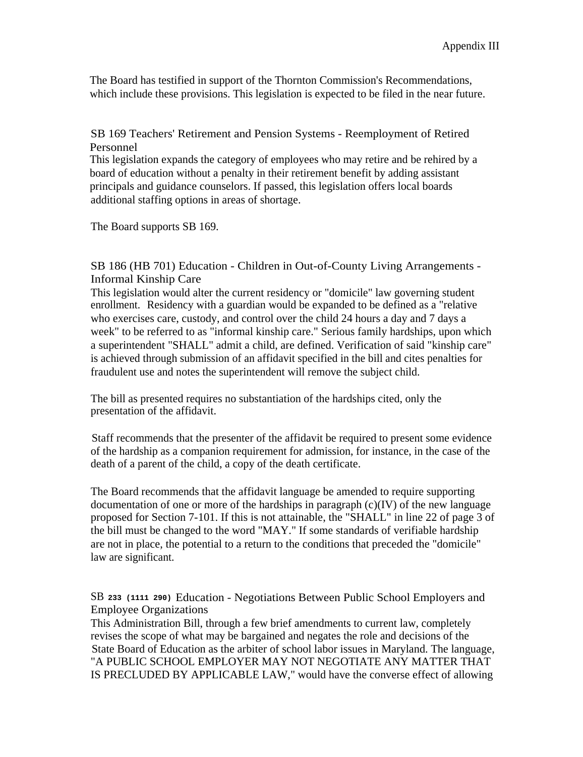Appendix III

The Board has testified in support of the Thornton Commission's Recommendations, which include these provisions. This legislation is expected to be filed in the near future.

### SB 169 Teachers' Retirement and Pension Systems - Reemployment of Retired Personnel

This legislation expands the category of employees who may retire and be rehired by a board of education without a penalty in their retirement benefit by adding assistant principals and guidance counselors. If passed, this legislation offers local boards additional staffing options in areas of shortage.

The Board supports SB 169.

### SB 186 (HB 701) Education - Children in Out-of-County Living Arrangements - Informal Kinship Care

This legislation would alter the current residency or "domicile" law governing student enrollment. Residency with a guardian would be expanded to be defined as a "relative who exercises care, custody, and control over the child 24 hours a day and 7 days a week" to be referred to as "informal kinship care." Serious family hardships, upon which a superintendent "SHALL" admit a child, are defined. Verification of said "kinship care" is achieved through submission of an affidavit specified in the bill and cites penalties for fraudulent use and notes the superintendent will remove the subject child.

The bill as presented requires no substantiation of the hardships cited, only the presentation of the affidavit.

Staff recommends that the presenter of the affidavit be required to present some evidence of the hardship as a companion requirement for admission, for instance, in the case of the death of a parent of the child, a copy of the death certificate.

The Board recommends that the affidavit language be amended to require supporting documentation of one or more of the hardships in paragraph (c)(IV) of the new language proposed for Section 7-101. If this is not attainable, the "SHALL" in line 22 of page 3 of the bill must be changed to the word "MAY." If some standards of verifiable hardship are not in place, the potential to a return to the conditions that preceded the "domicile" law are significant.

### SB 233 (1111 290) Education - Negotiations Between Public School Employers and Employee Organizations

This Administration Bill, through a few brief amendments to current law, completely revises the scope of what may be bargained and negates the role and decisions of the State Board of Education as the arbiter of school labor issues in Maryland. The language, "A PUBLIC SCHOOL EMPLOYER MAY NOT NEGOTIATE ANY MATTER THAT IS PRECLUDED BY APPLICABLE LAW," would have the converse effect of allowing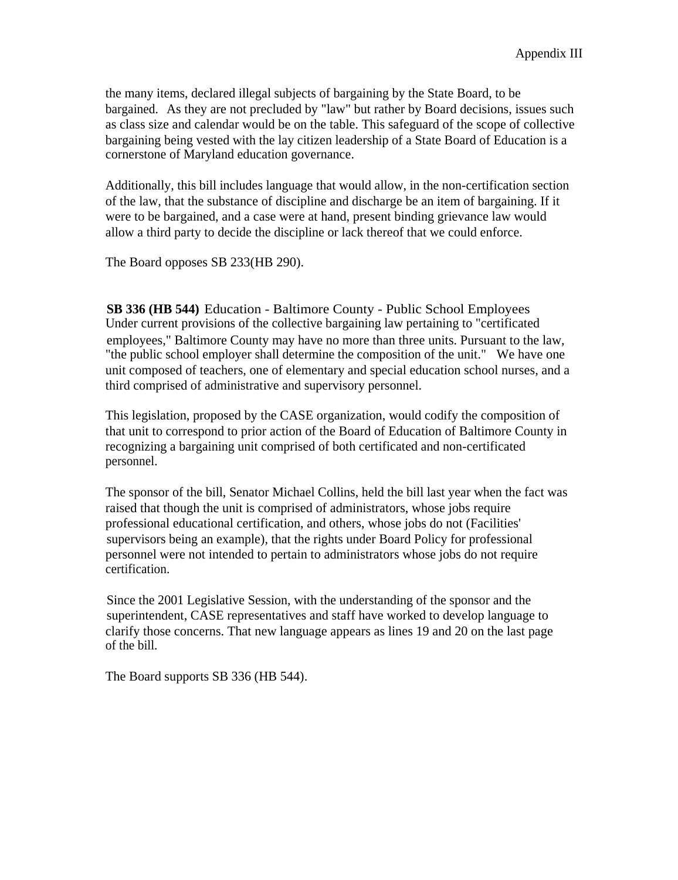the many items, declared illegal subjects of bargaining by the State Board, to be bargained. As they are not precluded by "law" but rather by Board decisions, issues such as class size and calendar would be on the table. This safeguard of the scope of collective bargaining being vested with the lay citizen leadership of a State Board of Education is a cornerstone of Maryland education governance.

Additionally, this bill includes language that would allow, in the non-certification section of the law, that the substance of discipline and discharge be an item of bargaining. If it were to be bargained, and a case were at hand, present binding grievance law would allow a third party to decide the discipline or lack thereof that we could enforce.

The Board opposes SB 233(HB 290).

**SB 336 (HB 544)** Education - Baltimore County - Public School Employees
Under current provisions of the collective bargaining law pertaining to "certificated employees," Baltimore County may have no more than three units. Pursuant to the law, "the public school employer shall determine the composition of the unit." We have one unit composed of teachers, one of elementary and special education school nurses, and a third comprised of administrative and supervisory personnel.

This legislation, proposed by the CASE organization, would codify the composition of that unit to correspond to prior action of the Board of Education of Baltimore County in recognizing a bargaining unit comprised of both certificated and non-certificated personnel.

The sponsor of the bill, Senator Michael Collins, held the bill last year when the fact was raised that though the unit is comprised of administrators, whose jobs require professional educational certification, and others, whose jobs do not (Facilities' supervisors being an example), that the rights under Board Policy for professional personnel were not intended to pertain to administrators whose jobs do not require certification.

Since the 2001 Legislative Session, with the understanding of the sponsor and the superintendent, CASE representatives and staff have worked to develop language to clarify those concerns. That new language appears as lines 19 and 20 on the last page of the bill.

The Board supports SB 336 (HB 544).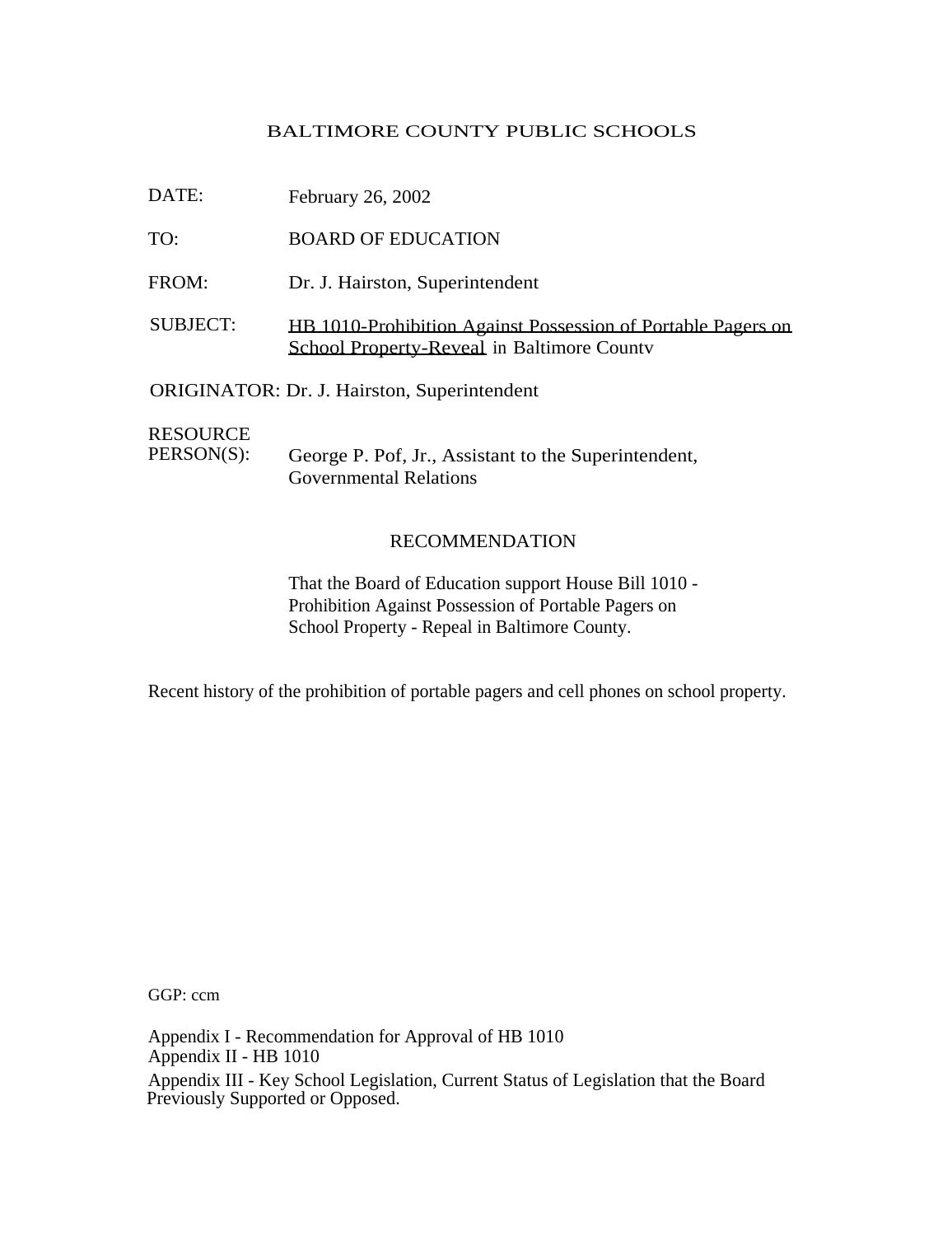BALTIMORE COUNTY PUBLIC SCHOOLS

DATE: February 26, 2002

TO: BOARD OF EDUCATION

FROM: Dr. J. Hairston, Superintendent

SUBJECT: HB 1010-Prohibition Against Possession of Portable Pagers on School Property-Reveal in Baltimore County

ORIGINATOR: Dr. J. Hairston, Superintendent

RESOURCE PERSON(S): George P. Pof, Jr., Assistant to the Superintendent, Governmental Relations

## RECOMMENDATION

That the Board of Education support House Bill 1010 - Prohibition Against Possession of Portable Pagers on School Property - Repeal in Baltimore County.

Recent history of the prohibition of portable pagers and cell phones on school property.

GGP: ccm

Appendix I - Recommendation for Approval of HB 1010
Appendix II - HB 1010
Appendix III - Key School Legislation, Current Status of Legislation that the Board Previously Supported or Opposed.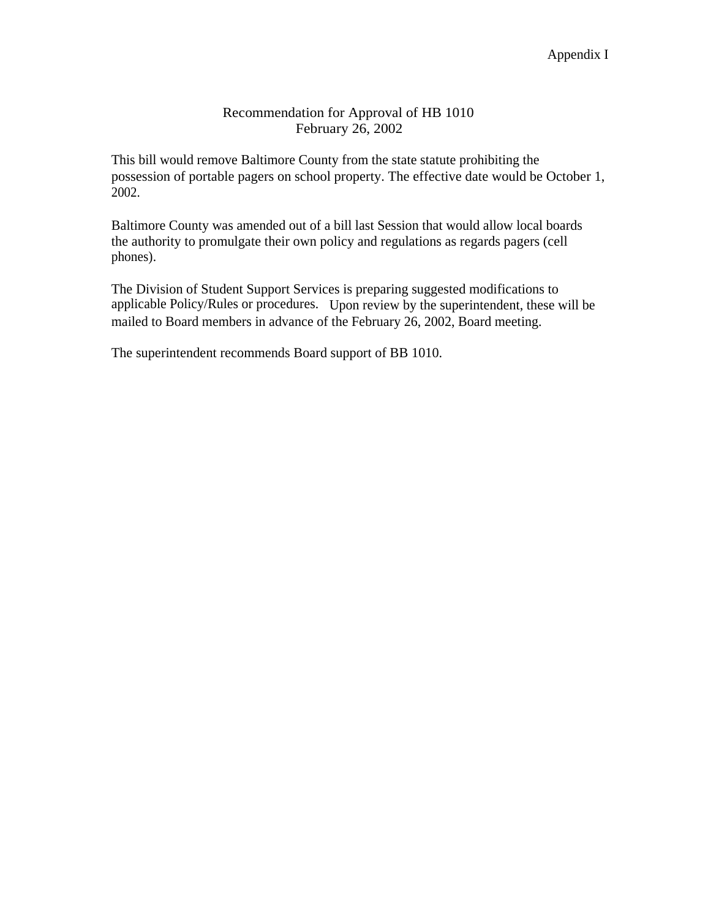Appendix I

## Recommendation for Approval of HB 1010
February 26, 2002

This bill would remove Baltimore County from the state statute prohibiting the possession of portable pagers on school property. The effective date would be October 1, 2002.

Baltimore County was amended out of a bill last Session that would allow local boards the authority to promulgate their own policy and regulations as regards pagers (cell phones).

The Division of Student Support Services is preparing suggested modifications to applicable Policy/Rules or procedures. Upon review by the superintendent, these will be mailed to Board members in advance of the February 26, 2002, Board meeting.

The superintendent recommends Board support of BB 1010.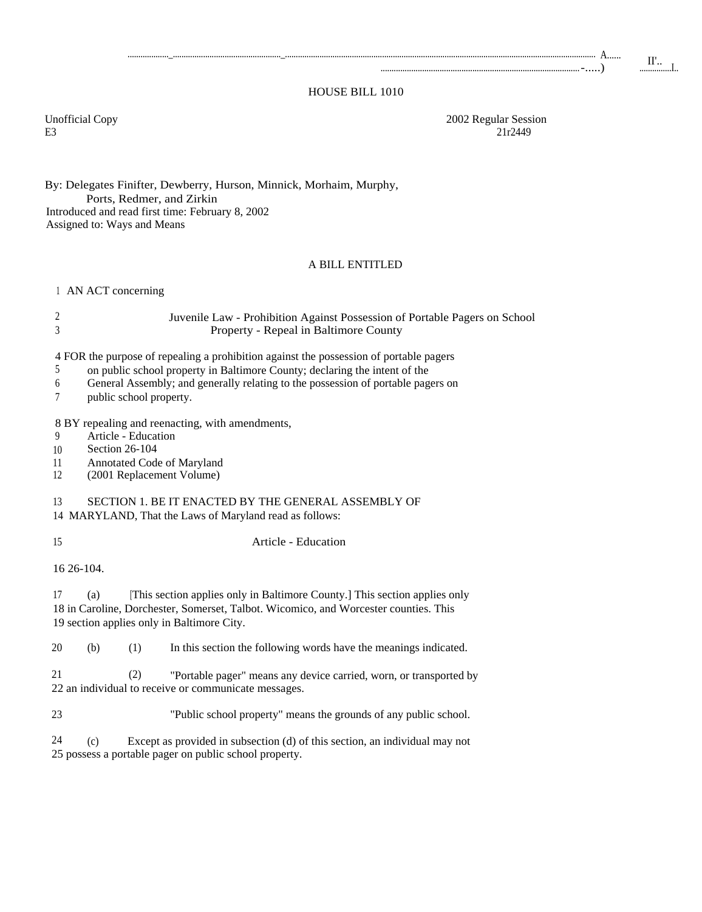# HOUSE BILL 1010

Unofficial Copy
E3

2002 Regular Session
21r2449

By: Delegates Finifter, Dewberry, Hurson, Minnick, Morhaim, Murphy, Ports, Redmer, and Zirkin
Introduced and read first time: February 8, 2002
Assigned to: Ways and Means

## A BILL ENTITLED

1 AN ACT concerning

2 Juvenile Law - Prohibition Against Possession of Portable Pagers on School
3 Property - Repeal in Baltimore County

4 FOR the purpose of repealing a prohibition against the possession of portable pagers
5 on public school property in Baltimore County; declaring the intent of the
6 General Assembly; and generally relating to the possession of portable pagers on
7 public school property.

8 BY repealing and reenacting, with amendments,
9 Article - Education
10 Section 26-104
11 Annotated Code of Maryland
12 (2001 Replacement Volume)

13 SECTION 1. BE IT ENACTED BY THE GENERAL ASSEMBLY OF
14 MARYLAND, That the Laws of Maryland read as follows:

15 Article - Education

16 26-104.

17 (a) [This section applies only in Baltimore County.] This section applies only
18 in Caroline, Dorchester, Somerset, Talbot. Wicomico, and Worcester counties. This
19 section applies only in Baltimore City.

20 (b) (1) In this section the following words have the meanings indicated.

21 (2) "Portable pager" means any device carried, worn, or transported by
22 an individual to receive or communicate messages.

23 "Public school property" means the grounds of any public school.

24 (c) Except as provided in subsection (d) of this section, an individual may not
25 possess a portable pager on public school property.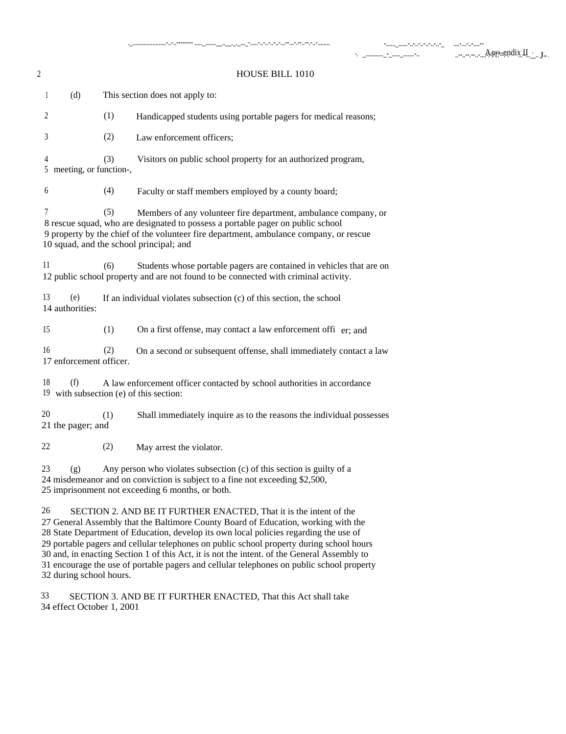## HOUSE BILL 1010

1 (d) This section does not apply to:

2 (1) Handicapped students using portable pagers for medical reasons;

3 (2) Law enforcement officers;

4 (3) Visitors on public school property for an authorized program,
5 meeting, or function-,

6 (4) Faculty or staff members employed by a county board;

7 (5) Members of any volunteer fire department, ambulance company, or
8 rescue squad, who are designated to possess a portable pager on public school
9 property by the chief of the volunteer fire department, ambulance company, or rescue
10 squad, and the school principal; and

11 (6) Students whose portable pagers are contained in vehicles that are on
12 public school property and are not found to be connected with criminal activity.

13 (e) If an individual violates subsection (c) of this section, the school
14 authorities:

15 (1) On a first offense, may contact a law enforcement offi er; and

16 (2) On a second or subsequent offense, shall immediately contact a law
17 enforcement officer.

18 (f) A law enforcement officer contacted by school authorities in accordance
19 with subsection (e) of this section:

20 (1) Shall immediately inquire as to the reasons the individual possesses
21 the pager; and

22 (2) May arrest the violator.

23 (g) Any person who violates subsection (c) of this section is guilty of a
24 misdemeanor and on conviction is subject to a fine not exceeding $2,500,
25 imprisonment not exceeding 6 months, or both.

26 SECTION 2. AND BE IT FURTHER ENACTED, That it is the intent of the
27 General Assembly that the Baltimore County Board of Education, working with the
28 State Department of Education, develop its own local policies regarding the use of
29 portable pagers and cellular telephones on public school property during school hours
30 and, in enacting Section 1 of this Act, it is not the intent. of the General Assembly to
31 encourage the use of portable pagers and cellular telephones on public school property
32 during school hours.

33 SECTION 3. AND BE IT FURTHER ENACTED, That this Act shall take
34 effect October 1, 2001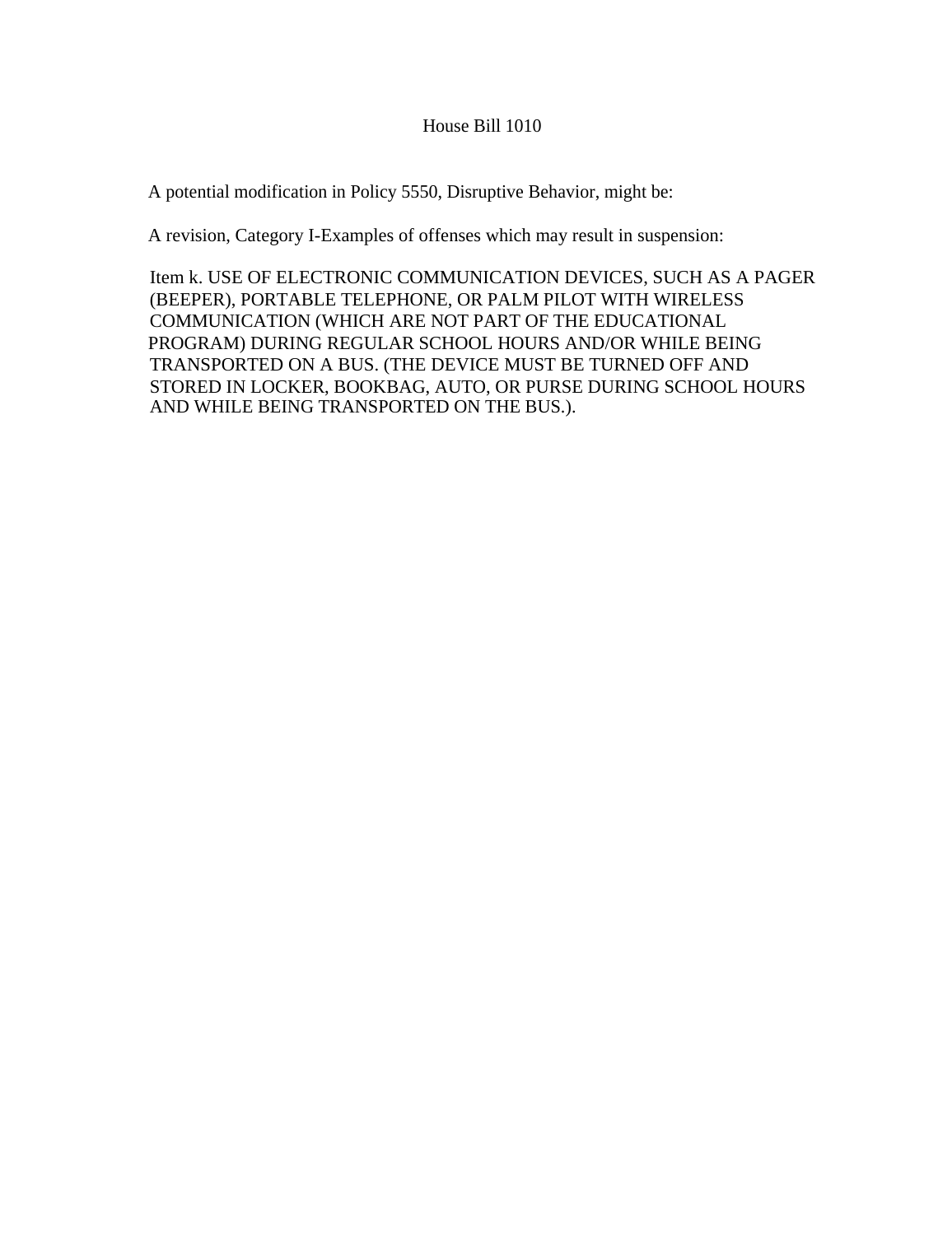# House Bill 1010

A potential modification in Policy 5550, Disruptive Behavior, might be:

A revision, Category I-Examples of offenses which may result in suspension:

Item k. USE OF ELECTRONIC COMMUNICATION DEVICES, SUCH AS A PAGER (BEEPER), PORTABLE TELEPHONE, OR PALM PILOT WITH WIRELESS COMMUNICATION (WHICH ARE NOT PART OF THE EDUCATIONAL PROGRAM) DURING REGULAR SCHOOL HOURS AND/OR WHILE BEING TRANSPORTED ON A BUS. (THE DEVICE MUST BE TURNED OFF AND STORED IN LOCKER, BOOKBAG, AUTO, OR PURSE DURING SCHOOL HOURS AND WHILE BEING TRANSPORTED ON THE BUS.).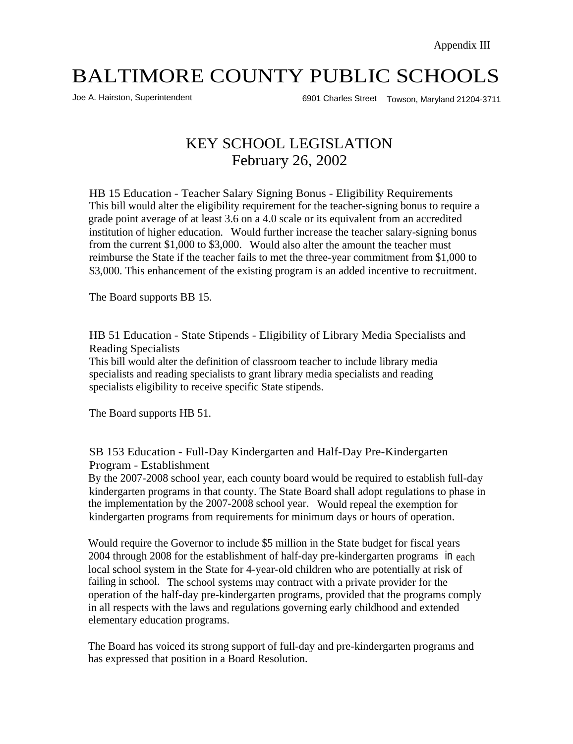Appendix III

# BALTIMORE COUNTY PUBLIC SCHOOLS

Joe A. Hairston, Superintendent

6901 Charles Street Towson, Maryland 21204-3711

## KEY SCHOOL LEGISLATION
## February 26, 2002

### HB 15 Education - Teacher Salary Signing Bonus - Eligibility Requirements

This bill would alter the eligibility requirement for the teacher-signing bonus to require a grade point average of at least 3.6 on a 4.0 scale or its equivalent from an accredited institution of higher education. Would further increase the teacher salary-signing bonus from the current $1,000 to $3,000. Would also alter the amount the teacher must reimburse the State if the teacher fails to met the three-year commitment from $1,000 to $3,000. This enhancement of the existing program is an added incentive to recruitment.

The Board supports BB 15.

### HB 51 Education - State Stipends - Eligibility of Library Media Specialists and Reading Specialists

This bill would alter the definition of classroom teacher to include library media specialists and reading specialists to grant library media specialists and reading specialists eligibility to receive specific State stipends.

The Board supports HB 51.

### SB 153 Education - Full-Day Kindergarten and Half-Day Pre-Kindergarten Program - Establishment

By the 2007-2008 school year, each county board would be required to establish full-day kindergarten programs in that county. The State Board shall adopt regulations to phase in the implementation by the 2007-2008 school year. Would repeal the exemption for kindergarten programs from requirements for minimum days or hours of operation.

Would require the Governor to include $5 million in the State budget for fiscal years 2004 through 2008 for the establishment of half-day pre-kindergarten programs in each local school system in the State for 4-year-old children who are potentially at risk of failing in school. The school systems may contract with a private provider for the operation of the half-day pre-kindergarten programs, provided that the programs comply in all respects with the laws and regulations governing early childhood and extended elementary education programs.

The Board has voiced its strong support of full-day and pre-kindergarten programs and has expressed that position in a Board Resolution.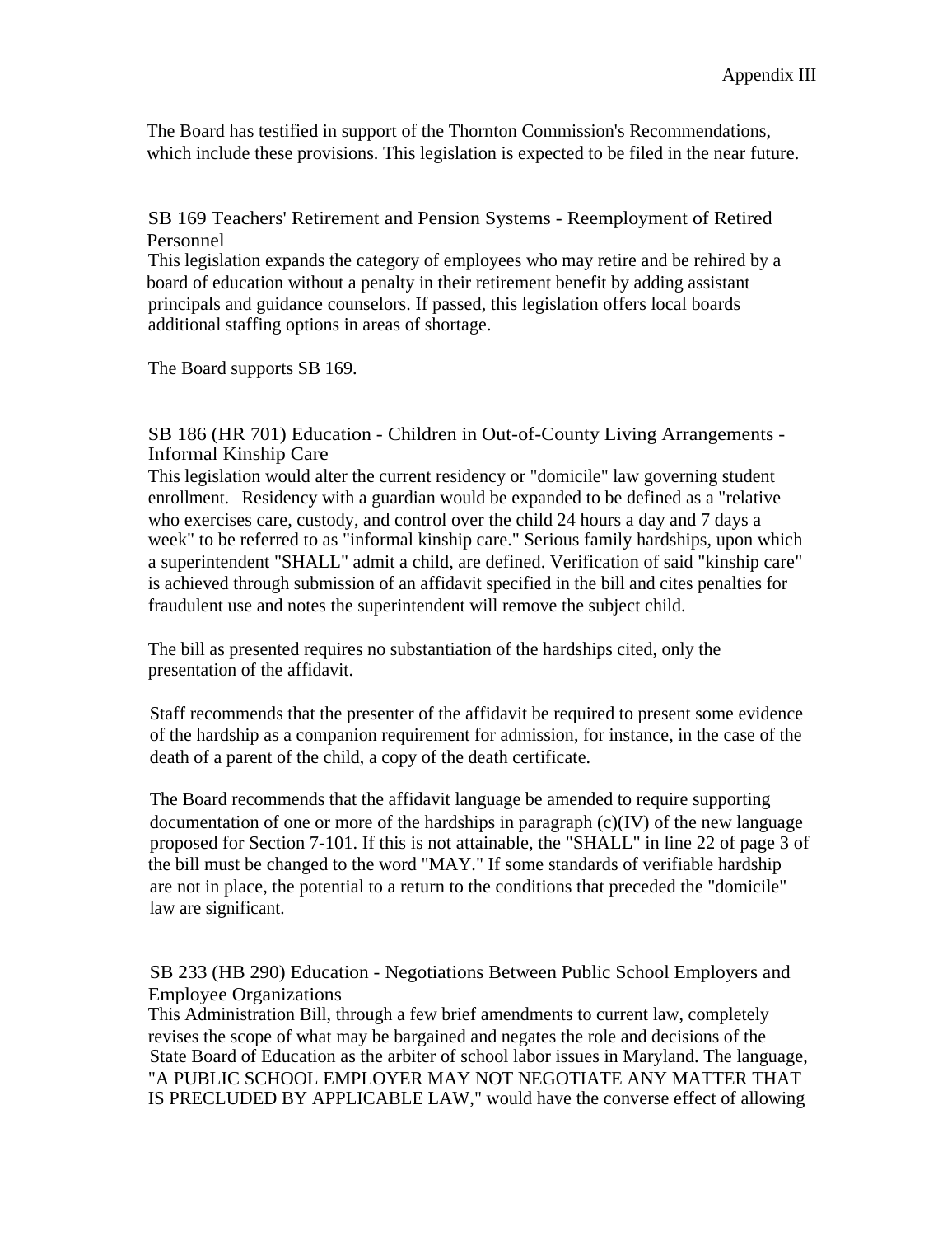Appendix III

The Board has testified in support of the Thornton Commission's Recommendations, which include these provisions. This legislation is expected to be filed in the near future.

### SB 169 Teachers' Retirement and Pension Systems - Reemployment of Retired Personnel

This legislation expands the category of employees who may retire and be rehired by a board of education without a penalty in their retirement benefit by adding assistant principals and guidance counselors. If passed, this legislation offers local boards additional staffing options in areas of shortage.

The Board supports SB 169.

### SB 186 (HR 701) Education - Children in Out-of-County Living Arrangements - Informal Kinship Care

This legislation would alter the current residency or "domicile" law governing student enrollment. Residency with a guardian would be expanded to be defined as a "relative who exercises care, custody, and control over the child 24 hours a day and 7 days a week" to be referred to as "informal kinship care." Serious family hardships, upon which a superintendent "SHALL" admit a child, are defined. Verification of said "kinship care" is achieved through submission of an affidavit specified in the bill and cites penalties for fraudulent use and notes the superintendent will remove the subject child.

The bill as presented requires no substantiation of the hardships cited, only the presentation of the affidavit.

Staff recommends that the presenter of the affidavit be required to present some evidence of the hardship as a companion requirement for admission, for instance, in the case of the death of a parent of the child, a copy of the death certificate.

The Board recommends that the affidavit language be amended to require supporting documentation of one or more of the hardships in paragraph (c)(IV) of the new language proposed for Section 7-101. If this is not attainable, the "SHALL" in line 22 of page 3 of the bill must be changed to the word "MAY." If some standards of verifiable hardship are not in place, the potential to a return to the conditions that preceded the "domicile" law are significant.

### SB 233 (HB 290) Education - Negotiations Between Public School Employers and Employee Organizations

This Administration Bill, through a few brief amendments to current law, completely revises the scope of what may be bargained and negates the role and decisions of the State Board of Education as the arbiter of school labor issues in Maryland. The language, "A PUBLIC SCHOOL EMPLOYER MAY NOT NEGOTIATE ANY MATTER THAT IS PRECLUDED BY APPLICABLE LAW," would have the converse effect of allowing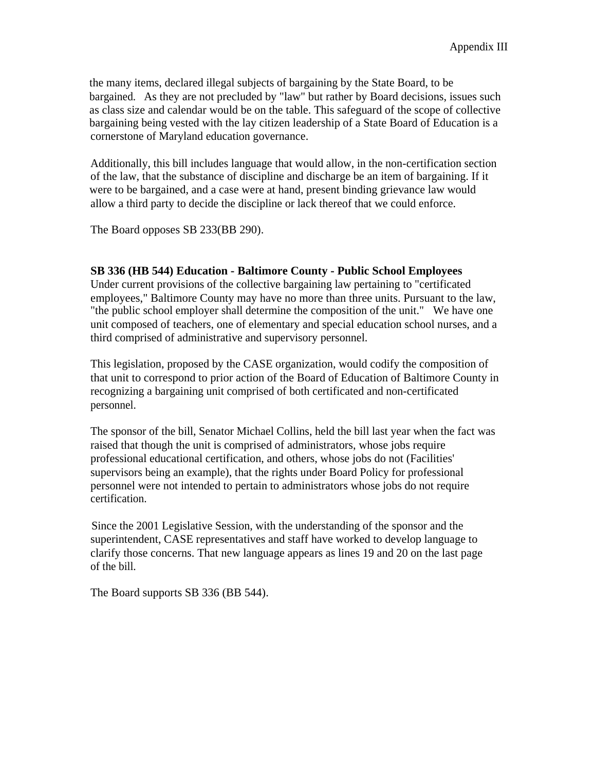the many items, declared illegal subjects of bargaining by the State Board, to be bargained. As they are not precluded by "law" but rather by Board decisions, issues such as class size and calendar would be on the table. This safeguard of the scope of collective bargaining being vested with the lay citizen leadership of a State Board of Education is a cornerstone of Maryland education governance.

Additionally, this bill includes language that would allow, in the non-certification section of the law, that the substance of discipline and discharge be an item of bargaining. If it were to be bargained, and a case were at hand, present binding grievance law would allow a third party to decide the discipline or lack thereof that we could enforce.

The Board opposes SB 233(BB 290).

**SB 336 (HB 544) Education - Baltimore County - Public School Employees**

Under current provisions of the collective bargaining law pertaining to "certificated employees," Baltimore County may have no more than three units. Pursuant to the law, "the public school employer shall determine the composition of the unit." We have one unit composed of teachers, one of elementary and special education school nurses, and a third comprised of administrative and supervisory personnel.

This legislation, proposed by the CASE organization, would codify the composition of that unit to correspond to prior action of the Board of Education of Baltimore County in recognizing a bargaining unit comprised of both certificated and non-certificated personnel.

The sponsor of the bill, Senator Michael Collins, held the bill last year when the fact was raised that though the unit is comprised of administrators, whose jobs require professional educational certification, and others, whose jobs do not (Facilities' supervisors being an example), that the rights under Board Policy for professional personnel were not intended to pertain to administrators whose jobs do not require certification.

Since the 2001 Legislative Session, with the understanding of the sponsor and the superintendent, CASE representatives and staff have worked to develop language to clarify those concerns. That new language appears as lines 19 and 20 on the last page of the bill.

The Board supports SB 336 (BB 544).